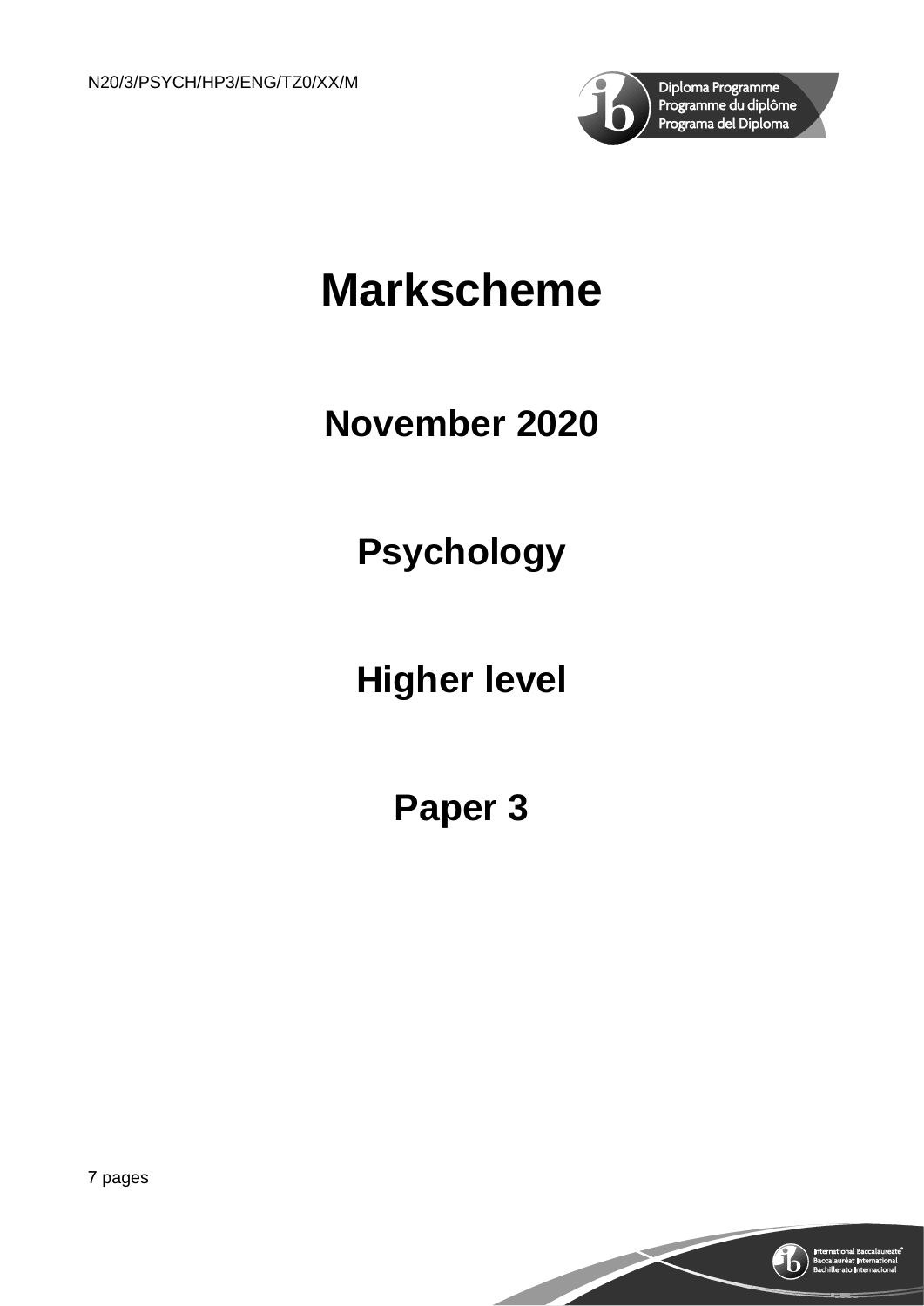N20/3/PSYCH/HP3/ENG/TZ0/XX/M

# Markscheme

## November 2020

## Psychology

## Higher level

## Paper 3

7 pages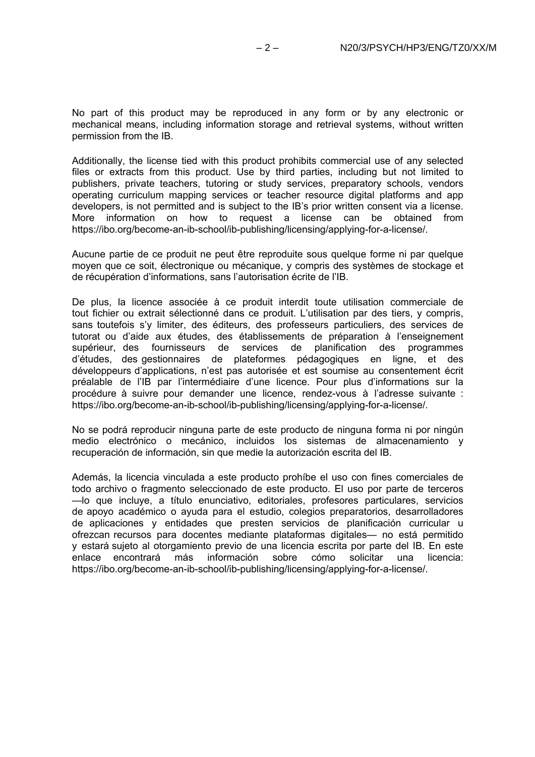No part of this product may be reproduced in any form or by any electronic or mechanical means, including information storage and retrieval systems, without written permission from the IB.

Additionally, the license tied with this product prohibits commercial use of any selected files or extracts from this product. Use by third parties, including but not limited to publishers, private teachers, tutoring or study services, preparatory schools, vendors operating curriculum mapping services or teacher resource digital platforms and app developers, is not permitted and is subject to the IB's prior written consent via a license. More information on how to request a license can be obtained from https://ibo.org/become-an-ib-school/ib-publishing/licensing/applying-for-a-license/.

Aucune partie de ce produit ne peut être reproduite sous quelque forme ni par quelque moyen que ce soit, électronique ou mécanique, y compris des systèmes de stockage et de récupération d'informations, sans l'autorisation écrite de l'IB.

De plus, la licence associée à ce produit interdit toute utilisation commerciale de tout fichier ou extrait sélectionné dans ce produit. L'utilisation par des tiers, y compris, sans toutefois s'y limiter, des éditeurs, des professeurs particuliers, des services de tutorat ou d'aide aux études, des établissements de préparation à l'enseignement supérieur, des fournisseurs de services de planification des programmes d'études, des gestionnaires de plateformes pédagogiques en ligne, et des développeurs d'applications, n'est pas autorisée et est soumise au consentement écrit préalable de l'IB par l'intermédiaire d'une licence. Pour plus d'informations sur la procédure à suivre pour demander une licence, rendez-vous à l'adresse suivante : https://ibo.org/become-an-ib-school/ib-publishing/licensing/applying-for-a-license/.

No se podrá reproducir ninguna parte de este producto de ninguna forma ni por ningún medio electrónico o mecánico, incluidos los sistemas de almacenamiento y recuperación de información, sin que medie la autorización escrita del IB.

Además, la licencia vinculada a este producto prohíbe el uso con fines comerciales de todo archivo o fragmento seleccionado de este producto. El uso por parte de terceros —lo que incluye, a título enunciativo, editoriales, profesores particulares, servicios de apoyo académico o ayuda para el estudio, colegios preparatorios, desarrolladores de aplicaciones y entidades que presten servicios de planificación curricular u ofrezcan recursos para docentes mediante plataformas digitales— no está permitido y estará sujeto al otorgamiento previo de una licencia escrita por parte del IB. En este enlace encontrará más información sobre cómo solicitar una licencia: https://ibo.org/become-an-ib-school/ib-publishing/licensing/applying-for-a-license/.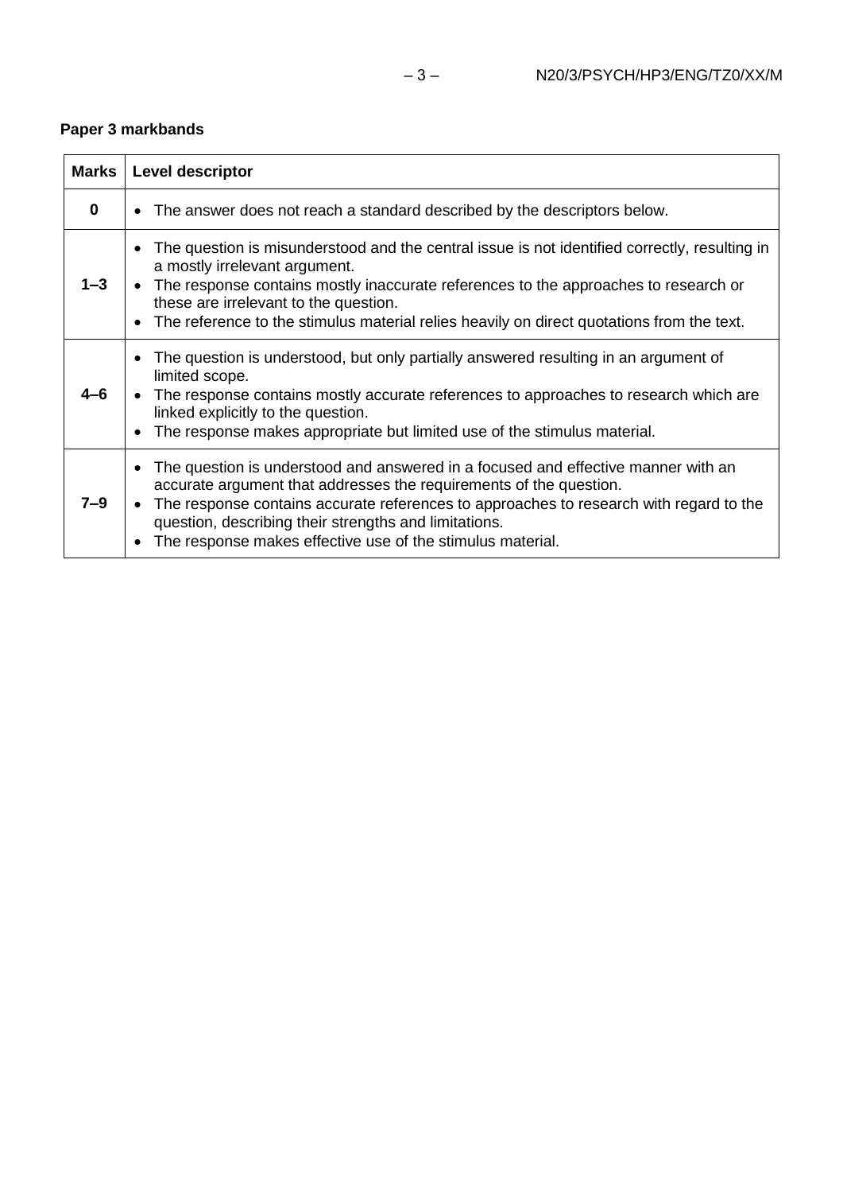**Paper 3 markbands**

| Marks | Level descriptor |
| --- | --- |
| **0** | • The answer does not reach a standard described by the descriptors below. |
| **1–3** | • The question is misunderstood and the central issue is not identified correctly, resulting in a mostly irrelevant argument.<br>• The response contains mostly inaccurate references to the approaches to research or these are irrelevant to the question.<br>• The reference to the stimulus material relies heavily on direct quotations from the text. |
| **4–6** | • The question is understood, but only partially answered resulting in an argument of limited scope.<br>• The response contains mostly accurate references to approaches to research which are linked explicitly to the question.<br>• The response makes appropriate but limited use of the stimulus material. |
| **7–9** | • The question is understood and answered in a focused and effective manner with an accurate argument that addresses the requirements of the question.<br>• The response contains accurate references to approaches to research with regard to the question, describing their strengths and limitations.<br>• The response makes effective use of the stimulus material. |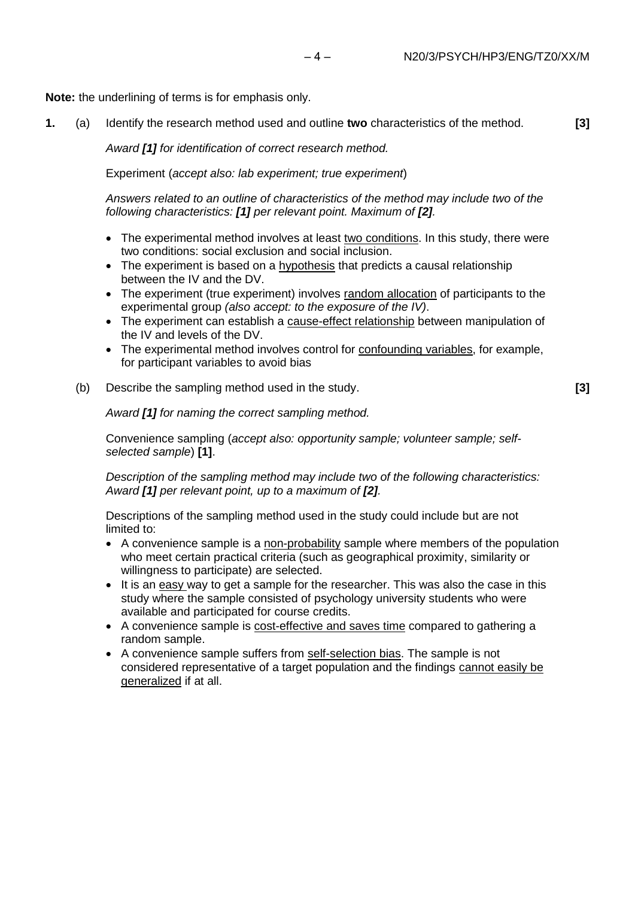**Note:** the underlining of terms is for emphasis only.

**1.** (a) Identify the research method used and outline **two** characteristics of the method. **[3]**

*Award **[1]** for identification of correct research method.*

Experiment (*accept also: lab experiment; true experiment*)

*Answers related to an outline of characteristics of the method may include two of the following characteristics: **[1]** per relevant point. Maximum of **[2]**.*

- The experimental method involves at least two conditions. In this study, there were two conditions: social exclusion and social inclusion.
- The experiment is based on a hypothesis that predicts a causal relationship between the IV and the DV.
- The experiment (true experiment) involves random allocation of participants to the experimental group *(also accept: to the exposure of the IV)*.
- The experiment can establish a cause-effect relationship between manipulation of the IV and levels of the DV.
- The experimental method involves control for confounding variables, for example, for participant variables to avoid bias

(b) Describe the sampling method used in the study. **[3]**

*Award **[1]** for naming the correct sampling method.*

Convenience sampling (*accept also: opportunity sample; volunteer sample; self-selected sample*) **[1]**.

*Description of the sampling method may include two of the following characteristics: Award **[1]** per relevant point, up to a maximum of **[2]**.*

Descriptions of the sampling method used in the study could include but are not limited to:

- A convenience sample is a non-probability sample where members of the population who meet certain practical criteria (such as geographical proximity, similarity or willingness to participate) are selected.
- It is an easy way to get a sample for the researcher. This was also the case in this study where the sample consisted of psychology university students who were available and participated for course credits.
- A convenience sample is cost-effective and saves time compared to gathering a random sample.
- A convenience sample suffers from self-selection bias. The sample is not considered representative of a target population and the findings cannot easily be generalized if at all.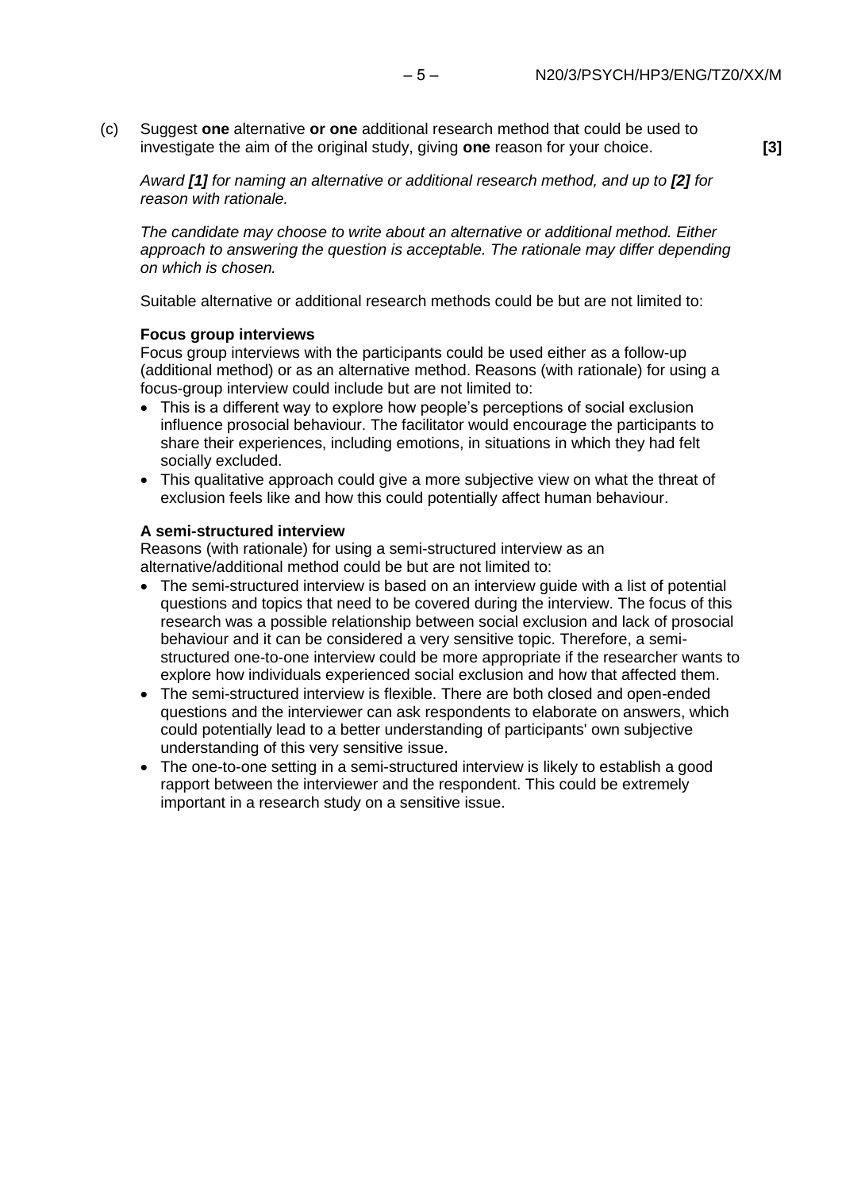(c) Suggest **one** alternative **or one** additional research method that could be used to investigate the aim of the original study, giving **one** reason for your choice. **[3]**

*Award **[1]** for naming an alternative or additional research method, and up to **[2]** for reason with rationale.*

*The candidate may choose to write about an alternative or additional method. Either approach to answering the question is acceptable. The rationale may differ depending on which is chosen.*

Suitable alternative or additional research methods could be but are not limited to:

**Focus group interviews**

Focus group interviews with the participants could be used either as a follow-up (additional method) or as an alternative method. Reasons (with rationale) for using a focus-group interview could include but are not limited to:

- This is a different way to explore how people's perceptions of social exclusion influence prosocial behaviour. The facilitator would encourage the participants to share their experiences, including emotions, in situations in which they had felt socially excluded.
- This qualitative approach could give a more subjective view on what the threat of exclusion feels like and how this could potentially affect human behaviour.

**A semi-structured interview**

Reasons (with rationale) for using a semi-structured interview as an alternative/additional method could be but are not limited to:

- The semi-structured interview is based on an interview guide with a list of potential questions and topics that need to be covered during the interview. The focus of this research was a possible relationship between social exclusion and lack of prosocial behaviour and it can be considered a very sensitive topic. Therefore, a semi-structured one-to-one interview could be more appropriate if the researcher wants to explore how individuals experienced social exclusion and how that affected them.
- The semi-structured interview is flexible. There are both closed and open-ended questions and the interviewer can ask respondents to elaborate on answers, which could potentially lead to a better understanding of participants' own subjective understanding of this very sensitive issue.
- The one-to-one setting in a semi-structured interview is likely to establish a good rapport between the interviewer and the respondent. This could be extremely important in a research study on a sensitive issue.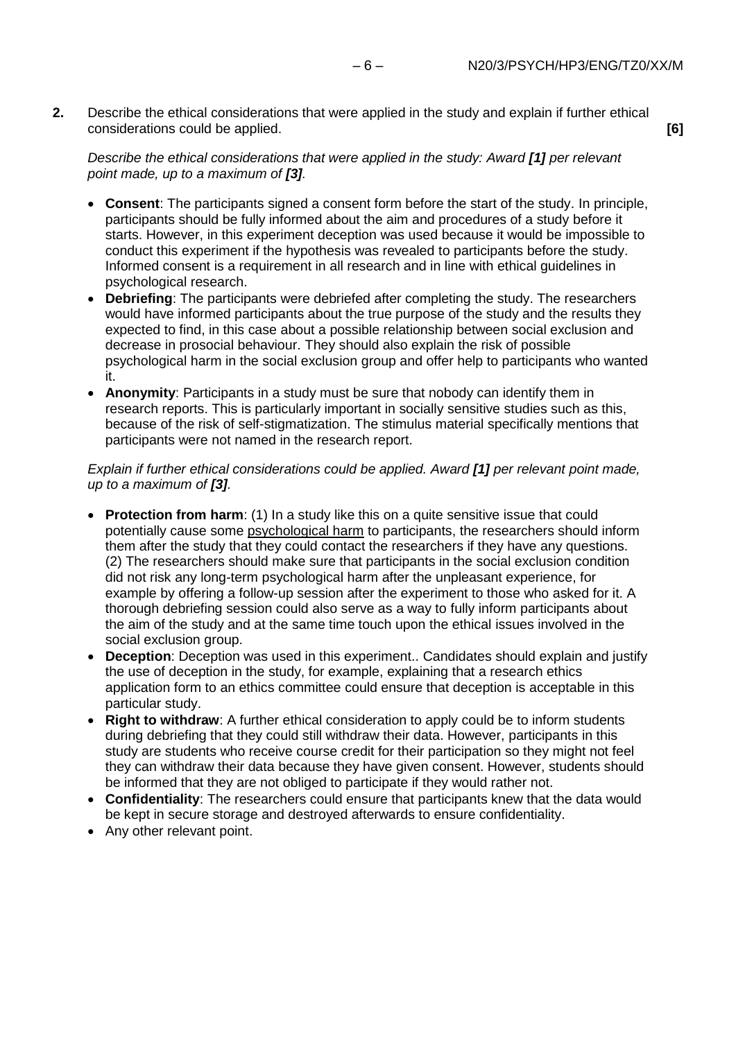**2.** Describe the ethical considerations that were applied in the study and explain if further ethical considerations could be applied. **[6]**

*Describe the ethical considerations that were applied in the study: Award **[1]** per relevant point made, up to a maximum of **[3]**.*

- **Consent**: The participants signed a consent form before the start of the study. In principle, participants should be fully informed about the aim and procedures of a study before it starts. However, in this experiment deception was used because it would be impossible to conduct this experiment if the hypothesis was revealed to participants before the study. Informed consent is a requirement in all research and in line with ethical guidelines in psychological research.
- **Debriefing**: The participants were debriefed after completing the study. The researchers would have informed participants about the true purpose of the study and the results they expected to find, in this case about a possible relationship between social exclusion and decrease in prosocial behaviour. They should also explain the risk of possible psychological harm in the social exclusion group and offer help to participants who wanted it.
- **Anonymity**: Participants in a study must be sure that nobody can identify them in research reports. This is particularly important in socially sensitive studies such as this, because of the risk of self-stigmatization. The stimulus material specifically mentions that participants were not named in the research report.

*Explain if further ethical considerations could be applied. Award **[1]** per relevant point made, up to a maximum of **[3]**.*

- **Protection from harm**: (1) In a study like this on a quite sensitive issue that could potentially cause some psychological harm to participants, the researchers should inform them after the study that they could contact the researchers if they have any questions. (2) The researchers should make sure that participants in the social exclusion condition did not risk any long-term psychological harm after the unpleasant experience, for example by offering a follow-up session after the experiment to those who asked for it. A thorough debriefing session could also serve as a way to fully inform participants about the aim of the study and at the same time touch upon the ethical issues involved in the social exclusion group.
- **Deception**: Deception was used in this experiment.. Candidates should explain and justify the use of deception in the study, for example, explaining that a research ethics application form to an ethics committee could ensure that deception is acceptable in this particular study.
- **Right to withdraw**: A further ethical consideration to apply could be to inform students during debriefing that they could still withdraw their data. However, participants in this study are students who receive course credit for their participation so they might not feel they can withdraw their data because they have given consent. However, students should be informed that they are not obliged to participate if they would rather not.
- **Confidentiality**: The researchers could ensure that participants knew that the data would be kept in secure storage and destroyed afterwards to ensure confidentiality.
- Any other relevant point.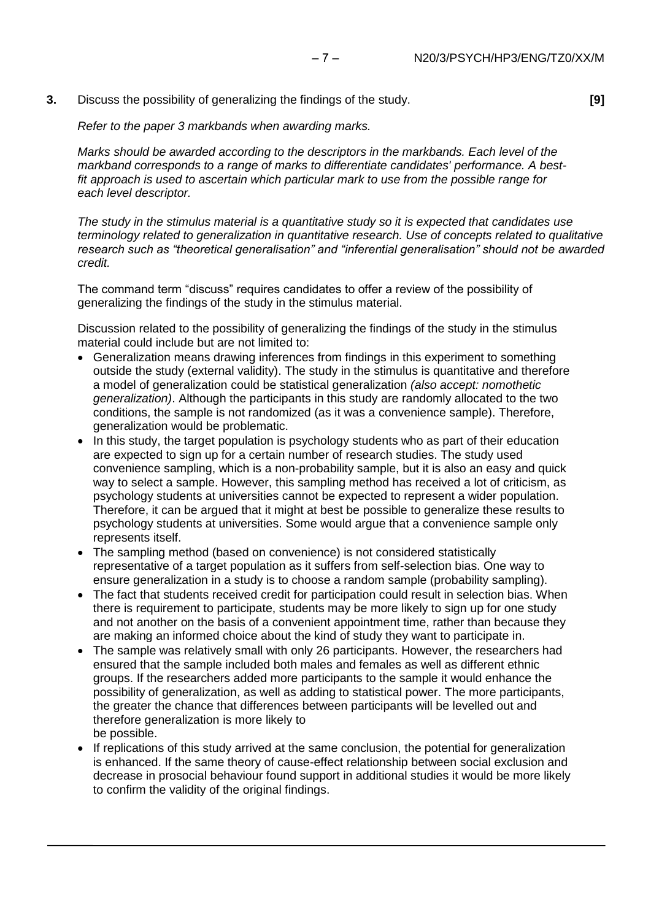**3.** Discuss the possibility of generalizing the findings of the study. **[9]**

*Refer to the paper 3 markbands when awarding marks.*

*Marks should be awarded according to the descriptors in the markbands. Each level of the markband corresponds to a range of marks to differentiate candidates' performance. A best-fit approach is used to ascertain which particular mark to use from the possible range for each level descriptor.*

*The study in the stimulus material is a quantitative study so it is expected that candidates use terminology related to generalization in quantitative research. Use of concepts related to qualitative research such as "theoretical generalisation" and "inferential generalisation" should not be awarded credit.*

The command term "discuss" requires candidates to offer a review of the possibility of generalizing the findings of the study in the stimulus material.

Discussion related to the possibility of generalizing the findings of the study in the stimulus material could include but are not limited to:

- Generalization means drawing inferences from findings in this experiment to something outside the study (external validity). The study in the stimulus is quantitative and therefore a model of generalization could be statistical generalization *(also accept: nomothetic generalization)*. Although the participants in this study are randomly allocated to the two conditions, the sample is not randomized (as it was a convenience sample). Therefore, generalization would be problematic.
- In this study, the target population is psychology students who as part of their education are expected to sign up for a certain number of research studies. The study used convenience sampling, which is a non-probability sample, but it is also an easy and quick way to select a sample. However, this sampling method has received a lot of criticism, as psychology students at universities cannot be expected to represent a wider population. Therefore, it can be argued that it might at best be possible to generalize these results to psychology students at universities. Some would argue that a convenience sample only represents itself.
- The sampling method (based on convenience) is not considered statistically representative of a target population as it suffers from self-selection bias. One way to ensure generalization in a study is to choose a random sample (probability sampling).
- The fact that students received credit for participation could result in selection bias. When there is requirement to participate, students may be more likely to sign up for one study and not another on the basis of a convenient appointment time, rather than because they are making an informed choice about the kind of study they want to participate in.
- The sample was relatively small with only 26 participants. However, the researchers had ensured that the sample included both males and females as well as different ethnic groups. If the researchers added more participants to the sample it would enhance the possibility of generalization, as well as adding to statistical power. The more participants, the greater the chance that differences between participants will be levelled out and therefore generalization is more likely to be possible.
- If replications of this study arrived at the same conclusion, the potential for generalization is enhanced. If the same theory of cause-effect relationship between social exclusion and decrease in prosocial behaviour found support in additional studies it would be more likely to confirm the validity of the original findings.